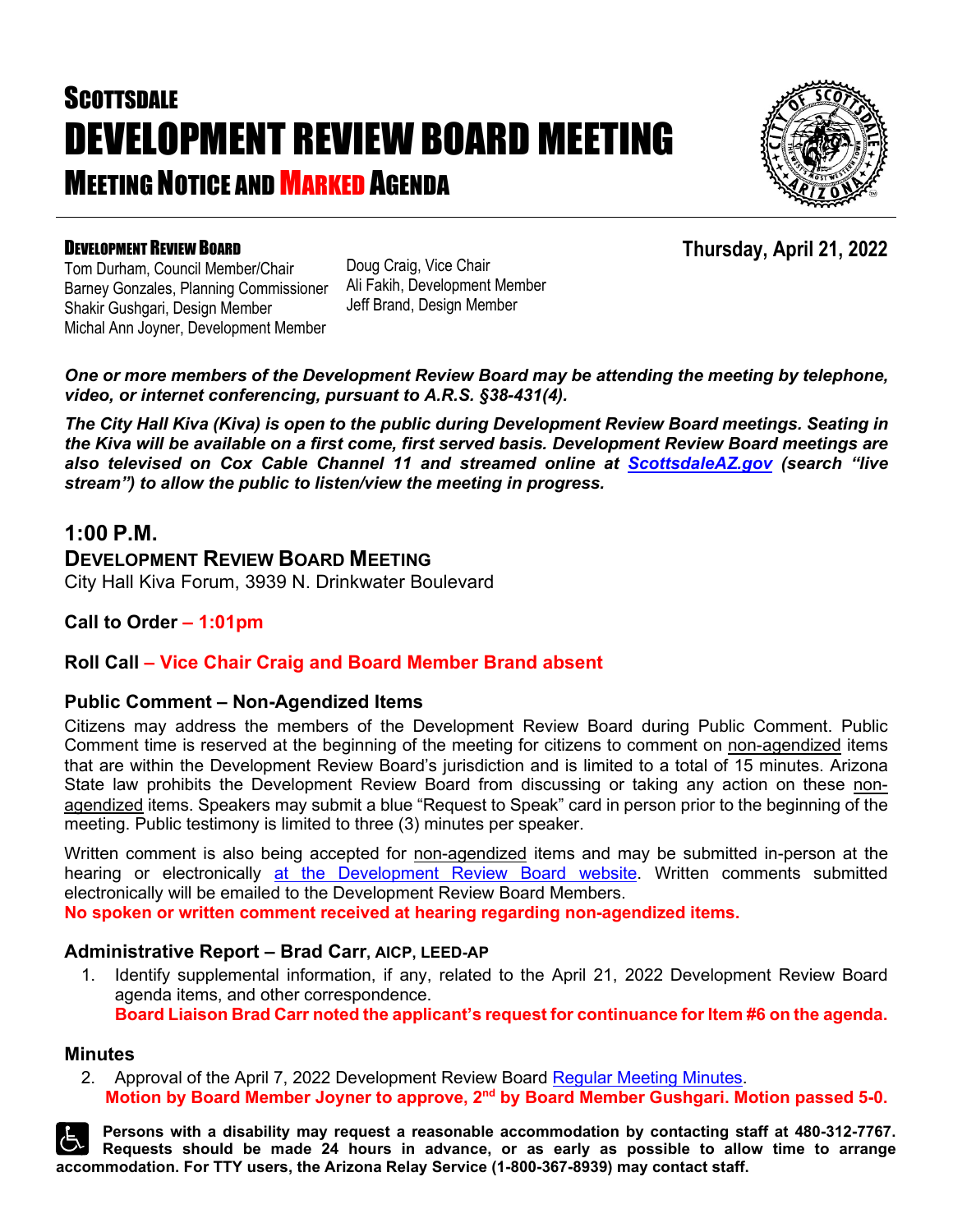# SCOTTSDALE
# DEVELOPMENT REVIEW BOARD MEETING
## MEETING NOTICE AND MARKED AGENDA

**DEVELOPMENT REVIEW BOARD**

Tom Durham, Council Member/Chair
Barney Gonzales, Planning Commissioner
Shakir Gushgari, Design Member
Michal Ann Joyner, Development Member
Doug Craig, Vice Chair
Ali Fakih, Development Member
Jeff Brand, Design Member

**Thursday, April 21, 2022**

***One or more members of the Development Review Board may be attending the meeting by telephone, video, or internet conferencing, pursuant to A.R.S. §38-431(4).***

***The City Hall Kiva (Kiva) is open to the public during Development Review Board meetings. Seating in the Kiva will be available on a first come, first served basis. Development Review Board meetings are also televised on Cox Cable Channel 11 and streamed online at [ScottsdaleAZ.gov](ScottsdaleAZ.gov) (search "live stream") to allow the public to listen/view the meeting in progress.***

## 1:00 P.M.

### DEVELOPMENT REVIEW BOARD MEETING

City Hall Kiva Forum, 3939 N. Drinkwater Boulevard

**Call to Order – 1:01pm**

**Roll Call – Vice Chair Craig and Board Member Brand absent**

### Public Comment – Non-Agendized Items

Citizens may address the members of the Development Review Board during Public Comment. Public Comment time is reserved at the beginning of the meeting for citizens to comment on non-agendized items that are within the Development Review Board's jurisdiction and is limited to a total of 15 minutes. Arizona State law prohibits the Development Review Board from discussing or taking any action on these non-agendized items. Speakers may submit a blue "Request to Speak" card in person prior to the beginning of the meeting. Public testimony is limited to three (3) minutes per speaker.

Written comment is also being accepted for non-agendized items and may be submitted in-person at the hearing or electronically at the Development Review Board website. Written comments submitted electronically will be emailed to the Development Review Board Members.

**No spoken or written comment received at hearing regarding non-agendized items.**

### Administrative Report – Brad Carr, AICP, LEED-AP

1. Identify supplemental information, if any, related to the April 21, 2022 Development Review Board agenda items, and other correspondence.
   **Board Liaison Brad Carr noted the applicant's request for continuance for Item #6 on the agenda.**

### Minutes

2. Approval of the April 7, 2022 Development Review Board Regular Meeting Minutes.
   **Motion by Board Member Joyner to approve, 2nd by Board Member Gushgari. Motion passed 5-0.**

**Persons with a disability may request a reasonable accommodation by contacting staff at 480-312-7767. Requests should be made 24 hours in advance, or as early as possible to allow time to arrange accommodation. For TTY users, the Arizona Relay Service (1-800-367-8939) may contact staff.**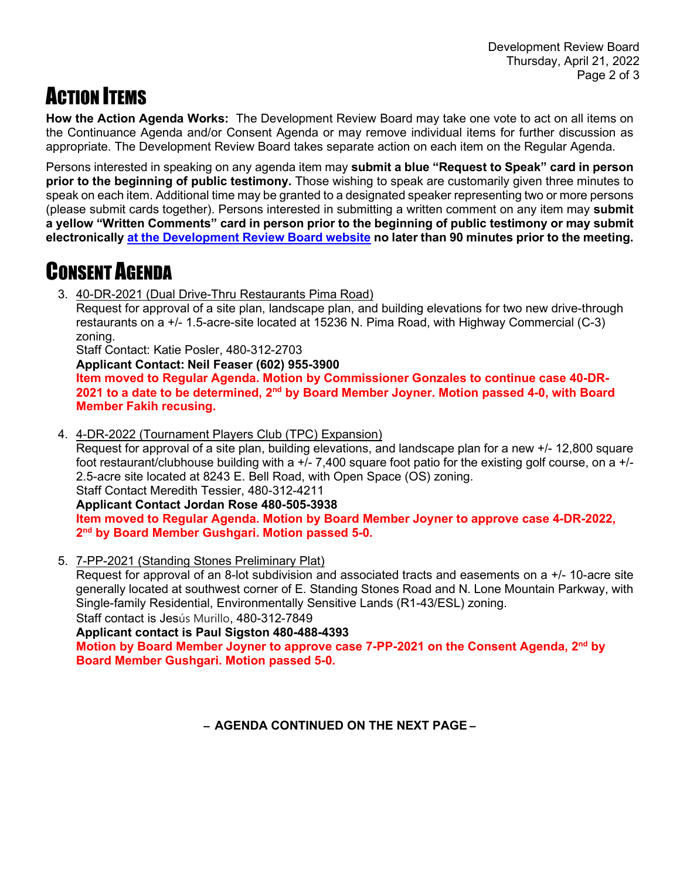# Action Items

**How the Action Agenda Works:** The Development Review Board may take one vote to act on all items on the Continuance Agenda and/or Consent Agenda or may remove individual items for further discussion as appropriate. The Development Review Board takes separate action on each item on the Regular Agenda.

Persons interested in speaking on any agenda item may **submit a blue "Request to Speak" card in person prior to the beginning of public testimony.** Those wishing to speak are customarily given three minutes to speak on each item. Additional time may be granted to a designated speaker representing two or more persons (please submit cards together). Persons interested in submitting a written comment on any item may **submit a yellow "Written Comments" card in person prior to the beginning of public testimony or may submit electronically at the Development Review Board website no later than 90 minutes prior to the meeting.**

# Consent Agenda

3. 40-DR-2021 (Dual Drive-Thru Restaurants Pima Road)
   Request for approval of a site plan, landscape plan, and building elevations for two new drive-through restaurants on a +/- 1.5-acre-site located at 15236 N. Pima Road, with Highway Commercial (C-3) zoning.
   Staff Contact: Katie Posler, 480-312-2703
   **Applicant Contact: Neil Feaser (602) 955-3900**
   **Item moved to Regular Agenda. Motion by Commissioner Gonzales to continue case 40-DR-2021 to a date to be determined, 2nd by Board Member Joyner. Motion passed 4-0, with Board Member Fakih recusing.**

4. 4-DR-2022 (Tournament Players Club (TPC) Expansion)
   Request for approval of a site plan, building elevations, and landscape plan for a new +/- 12,800 square foot restaurant/clubhouse building with a +/- 7,400 square foot patio for the existing golf course, on a +/- 2.5-acre site located at 8243 E. Bell Road, with Open Space (OS) zoning.
   Staff Contact Meredith Tessier, 480-312-4211
   **Applicant Contact Jordan Rose 480-505-3938**
   **Item moved to Regular Agenda. Motion by Board Member Joyner to approve case 4-DR-2022, 2nd by Board Member Gushgari. Motion passed 5-0.**

5. 7-PP-2021 (Standing Stones Preliminary Plat)
   Request for approval of an 8-lot subdivision and associated tracts and easements on a +/- 10-acre site generally located at southwest corner of E. Standing Stones Road and N. Lone Mountain Parkway, with Single-family Residential, Environmentally Sensitive Lands (R1-43/ESL) zoning.
   Staff contact is Jesús Murillo, 480-312-7849
   **Applicant contact is Paul Sigston 480-488-4393**
   **Motion by Board Member Joyner to approve case 7-PP-2021 on the Consent Agenda, 2nd by Board Member Gushgari. Motion passed 5-0.**

**– AGENDA CONTINUED ON THE NEXT PAGE –**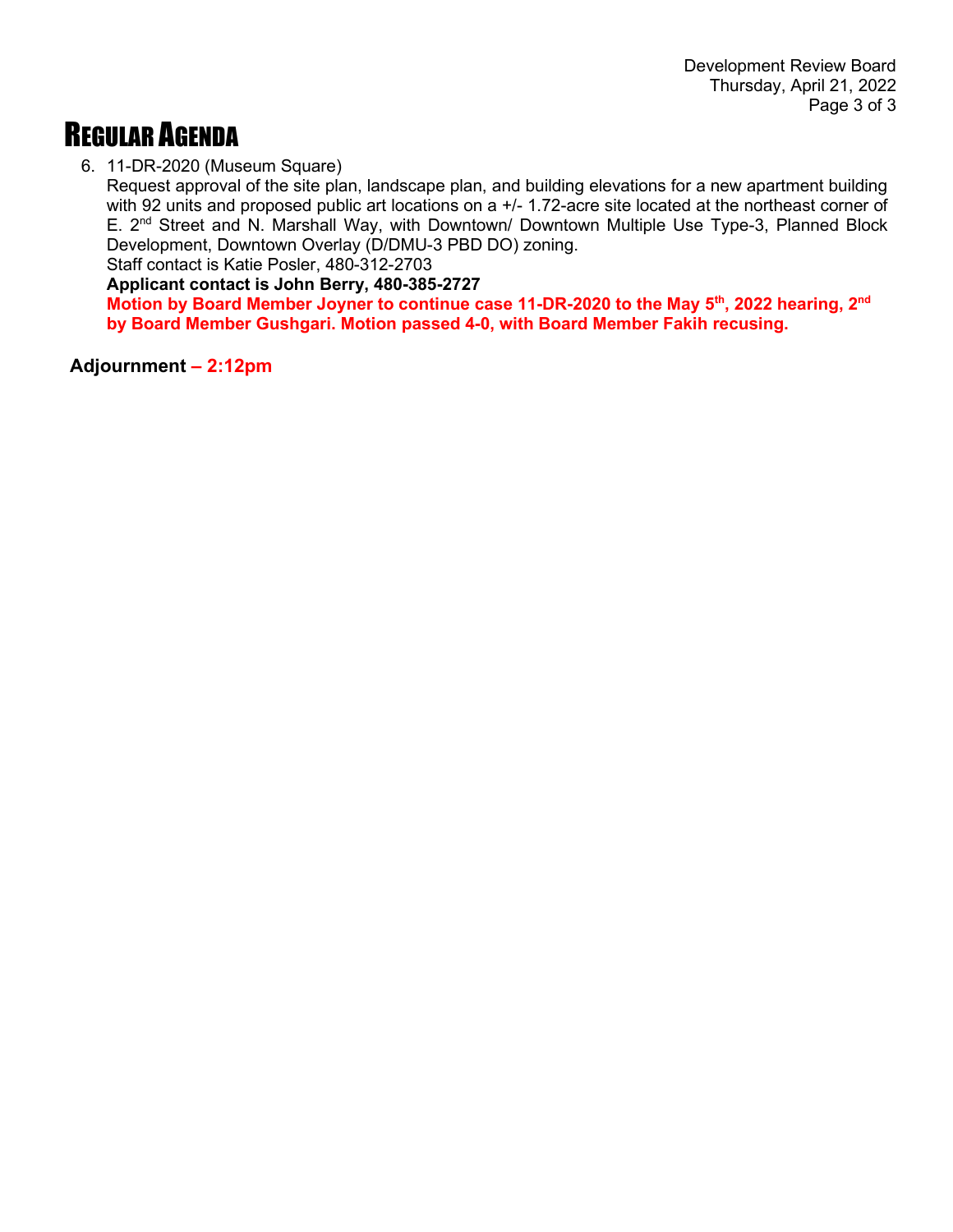# REGULAR AGENDA

6. 11-DR-2020 (Museum Square)
   Request approval of the site plan, landscape plan, and building elevations for a new apartment building with 92 units and proposed public art locations on a +/- 1.72-acre site located at the northeast corner of E. 2nd Street and N. Marshall Way, with Downtown/ Downtown Multiple Use Type-3, Planned Block Development, Downtown Overlay (D/DMU-3 PBD DO) zoning.
   Staff contact is Katie Posler, 480-312-2703
   **Applicant contact is John Berry, 480-385-2727**
   **Motion by Board Member Joyner to continue case 11-DR-2020 to the May 5th, 2022 hearing, 2nd by Board Member Gushgari. Motion passed 4-0, with Board Member Fakih recusing.**

**Adjournment – 2:12pm**